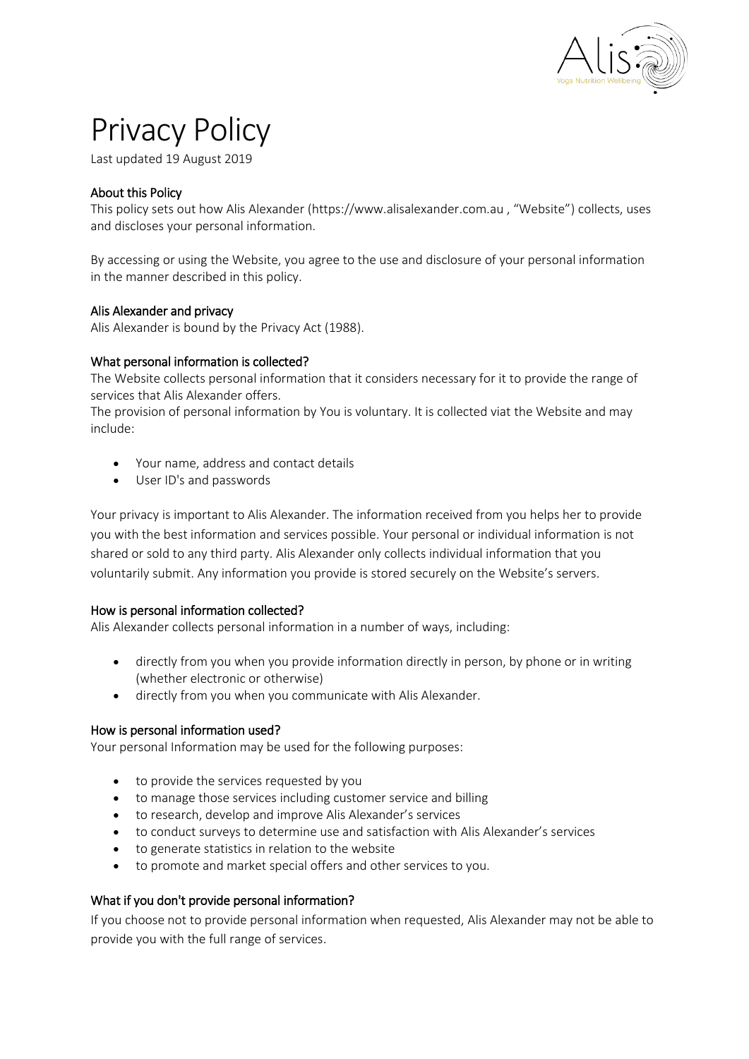# Privacy Policy

Last updated 19 August 2019

## About this Policy

This policy sets out how Alis Alexander (https://www.alisalexander.com.au , "Website") collects, uses and discloses your personal information.

By accessing or using the Website, you agree to the use and disclosure of your personal information in the manner described in this policy.

## Alis Alexander and privacy

Alis Alexander is bound by the Privacy Act (1988).

## What personal information is collected?

The Website collects personal information that it considers necessary for it to provide the range of services that Alis Alexander offers.

The provision of personal information by You is voluntary. It is collected viat the Website and may include:

- Your name, address and contact details
- User ID's and passwords

Your privacy is important to Alis Alexander. The information received from you helps her to provide you with the best information and services possible. Your personal or individual information is not shared or sold to any third party. Alis Alexander only collects individual information that you voluntarily submit. Any information you provide is stored securely on the Website's servers.

## How is personal information collected?

Alis Alexander collects personal information in a number of ways, including:

- directly from you when you provide information directly in person, by phone or in writing (whether electronic or otherwise)
- directly from you when you communicate with Alis Alexander.

## How is personal information used?

Your personal Information may be used for the following purposes:

- to provide the services requested by you
- to manage those services including customer service and billing
- to research, develop and improve Alis Alexander's services
- to conduct surveys to determine use and satisfaction with Alis Alexander's services
- to generate statistics in relation to the website
- to promote and market special offers and other services to you.

## What if you don't provide personal information?

If you choose not to provide personal information when requested, Alis Alexander may not be able to provide you with the full range of services.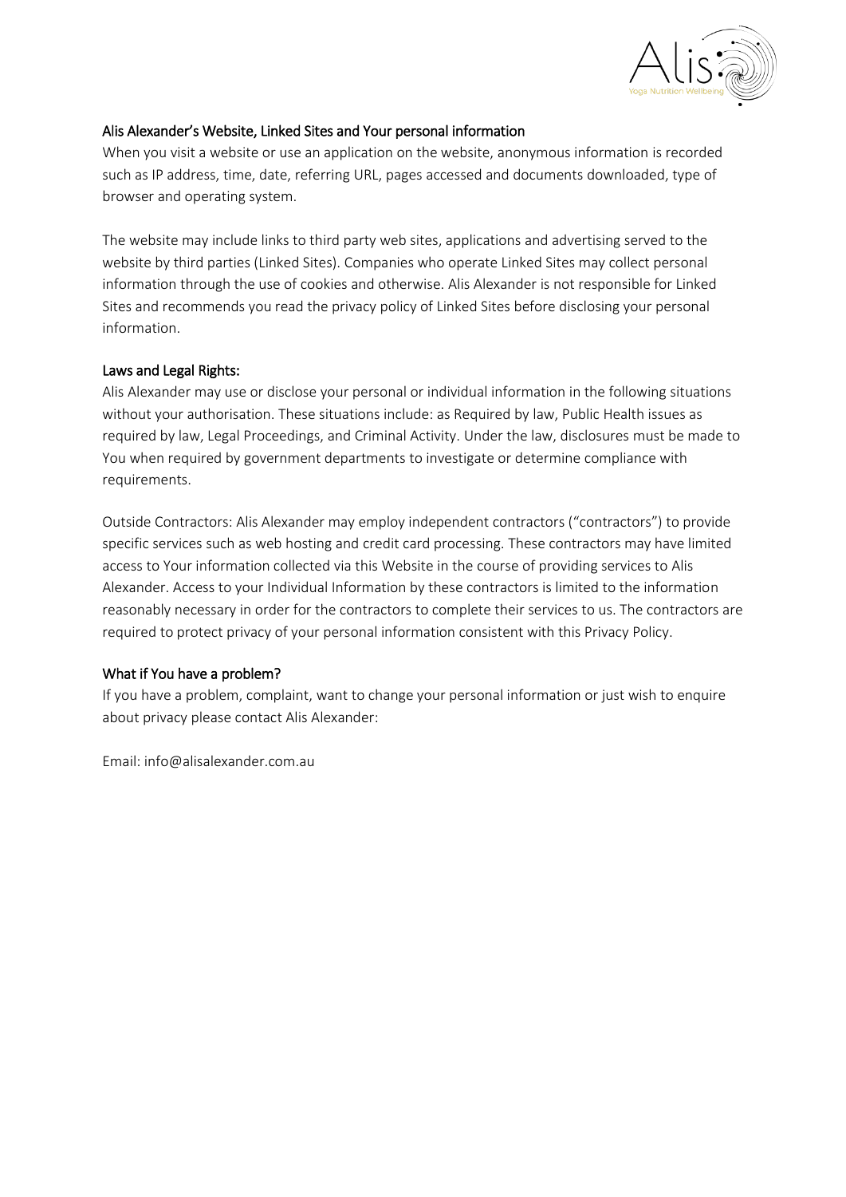## Alis Alexander's Website, Linked Sites and Your personal information

When you visit a website or use an application on the website, anonymous information is recorded such as IP address, time, date, referring URL, pages accessed and documents downloaded, type of browser and operating system.

The website may include links to third party web sites, applications and advertising served to the website by third parties (Linked Sites). Companies who operate Linked Sites may collect personal information through the use of cookies and otherwise. Alis Alexander is not responsible for Linked Sites and recommends you read the privacy policy of Linked Sites before disclosing your personal information.

## Laws and Legal Rights:

Alis Alexander may use or disclose your personal or individual information in the following situations without your authorisation. These situations include: as Required by law, Public Health issues as required by law, Legal Proceedings, and Criminal Activity. Under the law, disclosures must be made to You when required by government departments to investigate or determine compliance with requirements.

Outside Contractors: Alis Alexander may employ independent contractors ("contractors") to provide specific services such as web hosting and credit card processing. These contractors may have limited access to Your information collected via this Website in the course of providing services to Alis Alexander. Access to your Individual Information by these contractors is limited to the information reasonably necessary in order for the contractors to complete their services to us. The contractors are required to protect privacy of your personal information consistent with this Privacy Policy.

## What if You have a problem?

If you have a problem, complaint, want to change your personal information or just wish to enquire about privacy please contact Alis Alexander:

Email: info@alisalexander.com.au